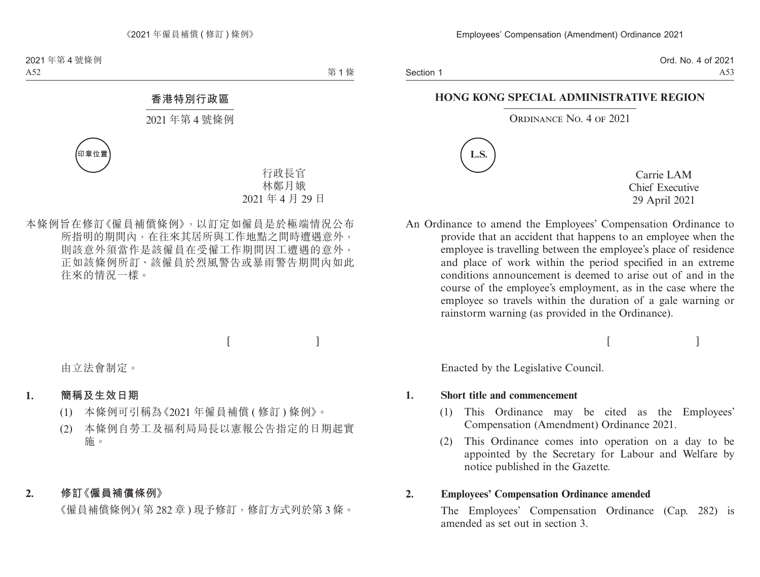## 香港特別行政區

2021 年第 4 號條例

印章位置

行政長官
林鄭月娥
2021 年 4 月 29 日

本條例旨在修訂《僱員補償條例》，以訂定如僱員是於極端情況公布所指明的期間內，在往來其居所與工作地點之間時遭遇意外，則該意外須當作是該僱員在受僱工作期間因工遭遇的意外，正如該條例所訂、該僱員於烈風警告或暴雨警告期間內如此往來的情況一樣。

[ ]

由立法會制定。

**1. 簡稱及生效日期**

(1) 本條例可引稱為《2021 年僱員補償 (修訂) 條例》。

(2) 本條例自勞工及福利局局長以憲報公告指定的日期起實施。

**2. 修訂《僱員補償條例》**

《僱員補償條例》(第 282 章) 現予修訂，修訂方式列於第 3 條。

## HONG KONG SPECIAL ADMINISTRATIVE REGION

ORDINANCE NO. 4 OF 2021

L.S.

Carrie LAM
Chief Executive
29 April 2021

An Ordinance to amend the Employees' Compensation Ordinance to provide that an accident that happens to an employee when the employee is travelling between the employee's place of residence and place of work within the period specified in an extreme conditions announcement is deemed to arise out of and in the course of the employee's employment, as in the case where the employee so travels within the duration of a gale warning or rainstorm warning (as provided in the Ordinance).

[ ]

Enacted by the Legislative Council.

**1. Short title and commencement**

(1) This Ordinance may be cited as the Employees' Compensation (Amendment) Ordinance 2021.

(2) This Ordinance comes into operation on a day to be appointed by the Secretary for Labour and Welfare by notice published in the Gazette.

**2. Employees' Compensation Ordinance amended**

The Employees' Compensation Ordinance (Cap. 282) is amended as set out in section 3.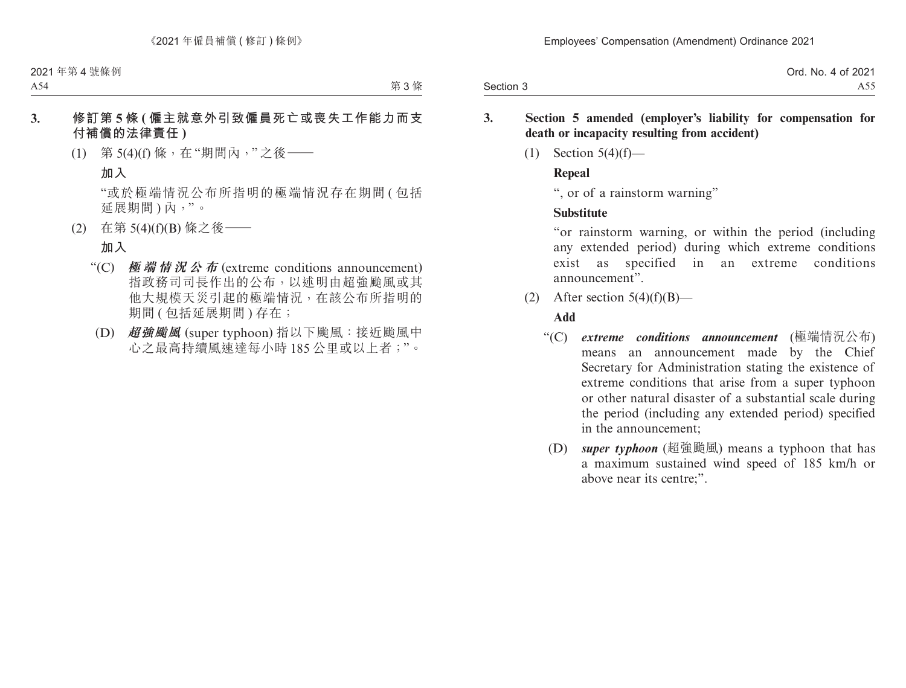**3. 修訂第 5 條 (僱主就意外引致僱員死亡或喪失工作能力而支付補償的法律責任)**

(1) 第 5(4)(f) 條，在“期間內，”之後——

**加入**

“或於極端情況公布所指明的極端情況存在期間 (包括延展期間) 內，”。

(2) 在第 5(4)(f)(B) 條之後——

**加入**

“(C) ***極端情況公布*** (extreme conditions announcement) 指政務司司長作出的公布，以述明由超強颱風或其他大規模天災引起的極端情況，在該公布所指明的期間 (包括延展期間) 存在；

(D) ***超強颱風*** (super typhoon) 指以下颱風：接近颱風中心之最高持續風速達每小時 185 公里或以上者；”。

**3. Section 5 amended (employer's liability for compensation for death or incapacity resulting from accident)**

(1) Section 5(4)(f)—

**Repeal**

“, or of a rainstorm warning”

**Substitute**

“or rainstorm warning, or within the period (including any extended period) during which extreme conditions exist as specified in an extreme conditions announcement”.

(2) After section 5(4)(f)(B)—

**Add**

“(C) ***extreme conditions announcement*** (極端情況公布) means an announcement made by the Chief Secretary for Administration stating the existence of extreme conditions that arise from a super typhoon or other natural disaster of a substantial scale during the period (including any extended period) specified in the announcement;

(D) ***super typhoon*** (超強颱風) means a typhoon that has a maximum sustained wind speed of 185 km/h or above near its centre;”.